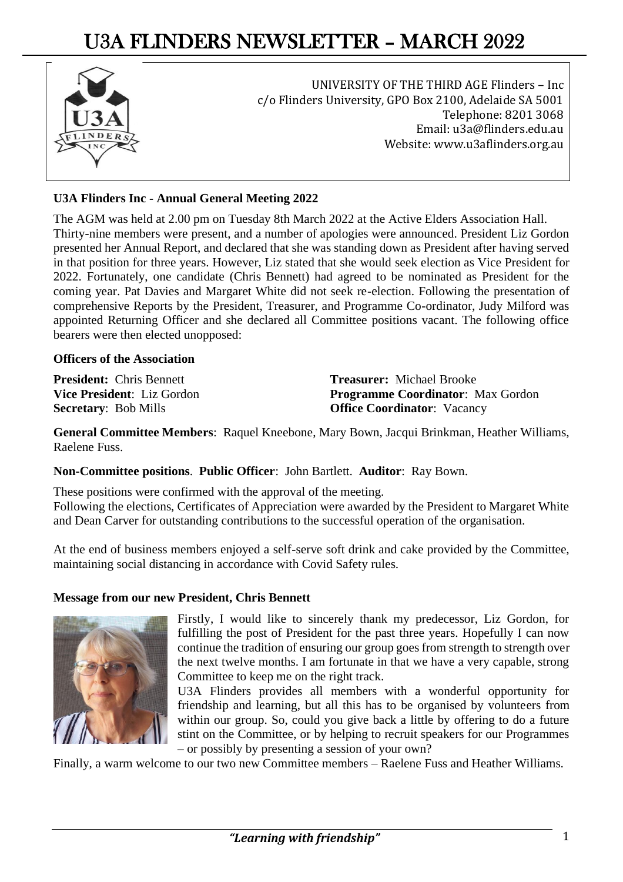# U3A FLINDERS NEWSLETTER – MARCH 2022

UNIVERSITY OF THE THIRD AGE Flinders – Inc
c/o Flinders University, GPO Box 2100, Adelaide SA 5001
Telephone: 8201 3068
Email: u3a@flinders.edu.au
Website: www.u3aflinders.org.au

### U3A Flinders Inc - Annual General Meeting 2022

The AGM was held at 2.00 pm on Tuesday 8th March 2022 at the Active Elders Association Hall. Thirty-nine members were present, and a number of apologies were announced. President Liz Gordon presented her Annual Report, and declared that she was standing down as President after having served in that position for three years. However, Liz stated that she would seek election as Vice President for 2022. Fortunately, one candidate (Chris Bennett) had agreed to be nominated as President for the coming year. Pat Davies and Margaret White did not seek re-election. Following the presentation of comprehensive Reports by the President, Treasurer, and Programme Co-ordinator, Judy Milford was appointed Returning Officer and she declared all Committee positions vacant. The following office bearers were then elected unopposed:

**Officers of the Association**

**President:** Chris Bennett
**Vice President**: Liz Gordon
**Secretary**: Bob Mills
**Treasurer:** Michael Brooke
**Programme Coordinator**: Max Gordon
**Office Coordinator**: Vacancy

**General Committee Members**: Raquel Kneebone, Mary Bown, Jacqui Brinkman, Heather Williams, Raelene Fuss.

**Non-Committee positions**. **Public Officer**: John Bartlett. **Auditor**: Ray Bown.

These positions were confirmed with the approval of the meeting.
Following the elections, Certificates of Appreciation were awarded by the President to Margaret White and Dean Carver for outstanding contributions to the successful operation of the organisation.

At the end of business members enjoyed a self-serve soft drink and cake provided by the Committee, maintaining social distancing in accordance with Covid Safety rules.

### Message from our new President, Chris Bennett

Firstly, I would like to sincerely thank my predecessor, Liz Gordon, for fulfilling the post of President for the past three years. Hopefully I can now continue the tradition of ensuring our group goes from strength to strength over the next twelve months. I am fortunate in that we have a very capable, strong Committee to keep me on the right track.

U3A Flinders provides all members with a wonderful opportunity for friendship and learning, but all this has to be organised by volunteers from within our group. So, could you give back a little by offering to do a future stint on the Committee, or by helping to recruit speakers for our Programmes – or possibly by presenting a session of your own?

Finally, a warm welcome to our two new Committee members – Raelene Fuss and Heather Williams.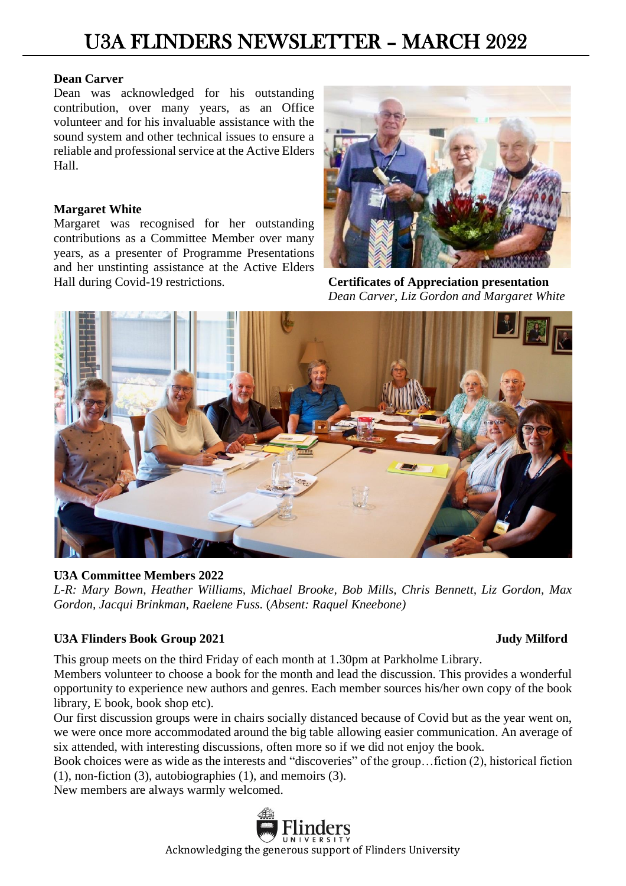**Dean Carver**

Dean was acknowledged for his outstanding contribution, over many years, as an Office volunteer and for his invaluable assistance with the sound system and other technical issues to ensure a reliable and professional service at the Active Elders Hall.

**Margaret White**

Margaret was recognised for her outstanding contributions as a Committee Member over many years, as a presenter of Programme Presentations and her unstinting assistance at the Active Elders Hall during Covid-19 restrictions.

**Certificates of Appreciation presentation**
*Dean Carver, Liz Gordon and Margaret White*

**U3A Committee Members 2022**
*L-R: Mary Bown, Heather Williams, Michael Brooke, Bob Mills, Chris Bennett, Liz Gordon, Max Gordon, Jacqui Brinkman, Raelene Fuss.* (*Absent: Raquel Kneebone)*

**U3A Flinders Book Group 2021** — **Judy Milford**

This group meets on the third Friday of each month at 1.30pm at Parkholme Library.

Members volunteer to choose a book for the month and lead the discussion. This provides a wonderful opportunity to experience new authors and genres. Each member sources his/her own copy of the book library, E book, book shop etc).

Our first discussion groups were in chairs socially distanced because of Covid but as the year went on, we were once more accommodated around the big table allowing easier communication. An average of six attended, with interesting discussions, often more so if we did not enjoy the book.

Book choices were as wide as the interests and "discoveries" of the group…fiction (2), historical fiction (1), non-fiction (3), autobiographies (1), and memoirs (3).

New members are always warmly welcomed.

Acknowledging the generous support of Flinders University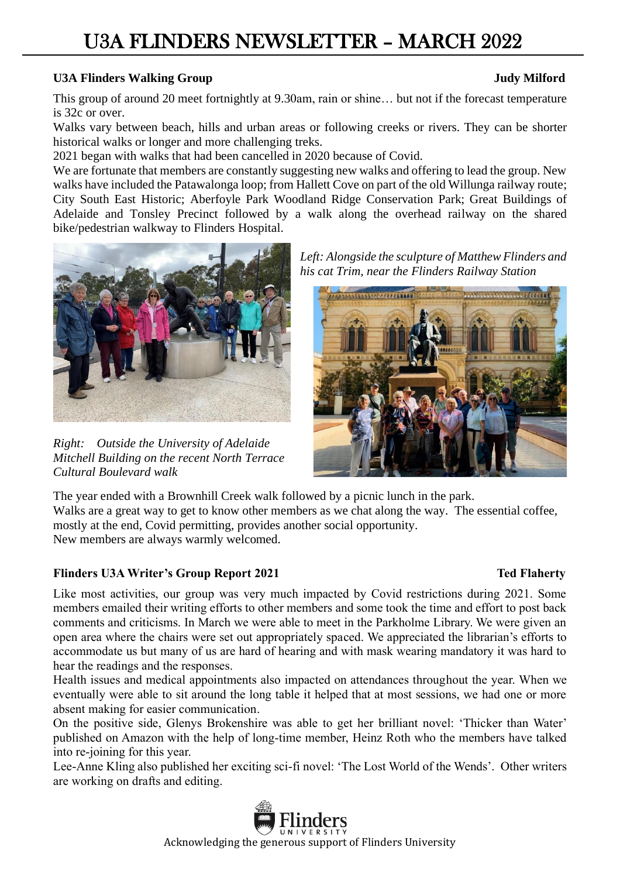## U3A Flinders Walking Group

**Judy Milford**

This group of around 20 meet fortnightly at 9.30am, rain or shine… but not if the forecast temperature is 32c or over.

Walks vary between beach, hills and urban areas or following creeks or rivers. They can be shorter historical walks or longer and more challenging treks.

2021 began with walks that had been cancelled in 2020 because of Covid.

We are fortunate that members are constantly suggesting new walks and offering to lead the group. New walks have included the Patawalonga loop; from Hallett Cove on part of the old Willunga railway route; City South East Historic; Aberfoyle Park Woodland Ridge Conservation Park; Great Buildings of Adelaide and Tonsley Precinct followed by a walk along the overhead railway on the shared bike/pedestrian walkway to Flinders Hospital.

*Left: Alongside the sculpture of Matthew Flinders and his cat Trim, near the Flinders Railway Station*

*Right: Outside the University of Adelaide Mitchell Building on the recent North Terrace Cultural Boulevard walk*

The year ended with a Brownhill Creek walk followed by a picnic lunch in the park.

Walks are a great way to get to know other members as we chat along the way. The essential coffee, mostly at the end, Covid permitting, provides another social opportunity.

New members are always warmly welcomed.

## Flinders U3A Writer's Group Report 2021

**Ted Flaherty**

Like most activities, our group was very much impacted by Covid restrictions during 2021. Some members emailed their writing efforts to other members and some took the time and effort to post back comments and criticisms. In March we were able to meet in the Parkholme Library. We were given an open area where the chairs were set out appropriately spaced. We appreciated the librarian's efforts to accommodate us but many of us are hard of hearing and with mask wearing mandatory it was hard to hear the readings and the responses.

Health issues and medical appointments also impacted on attendances throughout the year. When we eventually were able to sit around the long table it helped that at most sessions, we had one or more absent making for easier communication.

On the positive side, Glenys Brokenshire was able to get her brilliant novel: 'Thicker than Water' published on Amazon with the help of long-time member, Heinz Roth who the members have talked into re-joining for this year.

Lee-Anne Kling also published her exciting sci-fi novel: 'The Lost World of the Wends'. Other writers are working on drafts and editing.

Acknowledging the generous support of Flinders University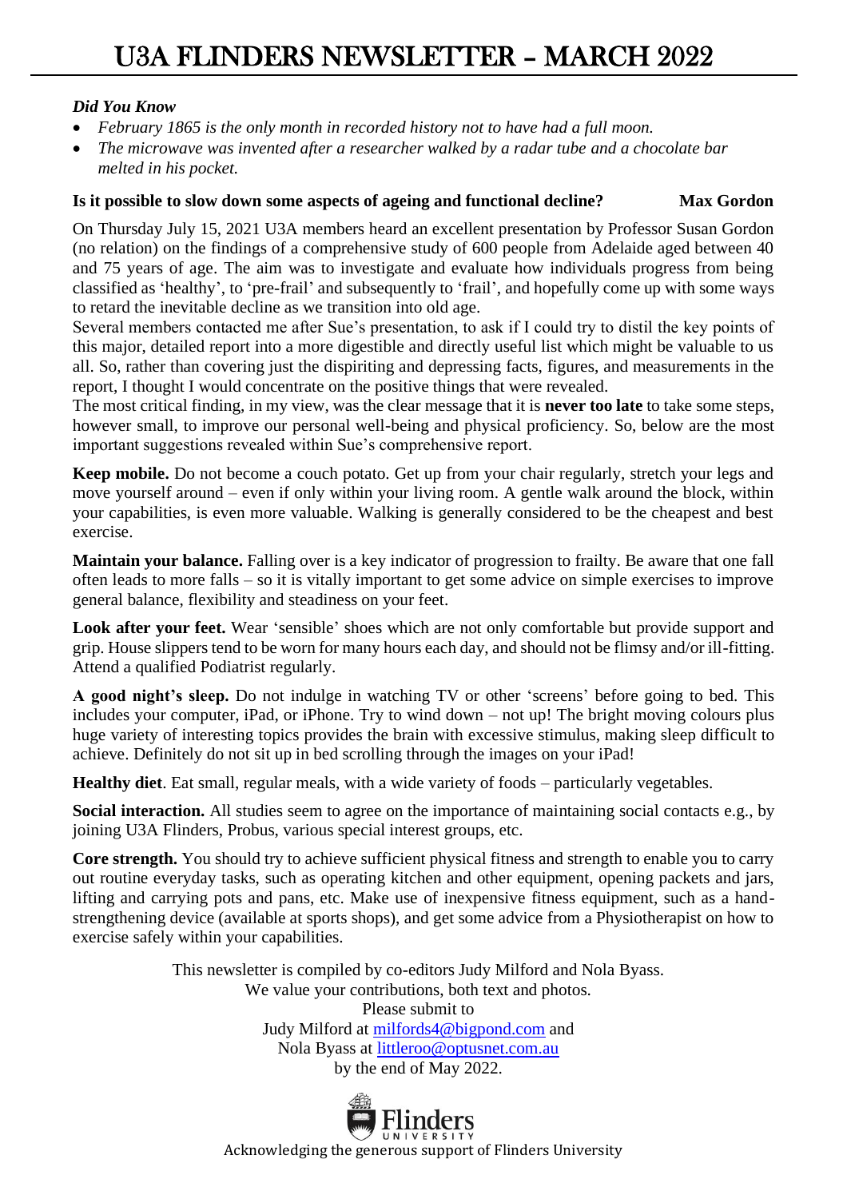# U3A FLINDERS NEWSLETTER – MARCH 2022

***Did You Know***

- *February 1865 is the only month in recorded history not to have had a full moon.*
- *The microwave was invented after a researcher walked by a radar tube and a chocolate bar melted in his pocket.*

**Is it possible to slow down some aspects of ageing and functional decline? Max Gordon**

On Thursday July 15, 2021 U3A members heard an excellent presentation by Professor Susan Gordon (no relation) on the findings of a comprehensive study of 600 people from Adelaide aged between 40 and 75 years of age. The aim was to investigate and evaluate how individuals progress from being classified as 'healthy', to 'pre-frail' and subsequently to 'frail', and hopefully come up with some ways to retard the inevitable decline as we transition into old age.

Several members contacted me after Sue's presentation, to ask if I could try to distil the key points of this major, detailed report into a more digestible and directly useful list which might be valuable to us all. So, rather than covering just the dispiriting and depressing facts, figures, and measurements in the report, I thought I would concentrate on the positive things that were revealed.

The most critical finding, in my view, was the clear message that it is **never too late** to take some steps, however small, to improve our personal well-being and physical proficiency. So, below are the most important suggestions revealed within Sue's comprehensive report.

**Keep mobile.** Do not become a couch potato. Get up from your chair regularly, stretch your legs and move yourself around – even if only within your living room. A gentle walk around the block, within your capabilities, is even more valuable. Walking is generally considered to be the cheapest and best exercise.

**Maintain your balance.** Falling over is a key indicator of progression to frailty. Be aware that one fall often leads to more falls – so it is vitally important to get some advice on simple exercises to improve general balance, flexibility and steadiness on your feet.

**Look after your feet.** Wear 'sensible' shoes which are not only comfortable but provide support and grip. House slippers tend to be worn for many hours each day, and should not be flimsy and/or ill-fitting. Attend a qualified Podiatrist regularly.

**A good night's sleep.** Do not indulge in watching TV or other 'screens' before going to bed. This includes your computer, iPad, or iPhone. Try to wind down – not up! The bright moving colours plus huge variety of interesting topics provides the brain with excessive stimulus, making sleep difficult to achieve. Definitely do not sit up in bed scrolling through the images on your iPad!

**Healthy diet**. Eat small, regular meals, with a wide variety of foods – particularly vegetables.

**Social interaction.** All studies seem to agree on the importance of maintaining social contacts e.g., by joining U3A Flinders, Probus, various special interest groups, etc.

**Core strength.** You should try to achieve sufficient physical fitness and strength to enable you to carry out routine everyday tasks, such as operating kitchen and other equipment, opening packets and jars, lifting and carrying pots and pans, etc. Make use of inexpensive fitness equipment, such as a hand-strengthening device (available at sports shops), and get some advice from a Physiotherapist on how to exercise safely within your capabilities.

This newsletter is compiled by co-editors Judy Milford and Nola Byass.
We value your contributions, both text and photos.
Please submit to
Judy Milford at milfords4@bigpond.com and
Nola Byass at littleroo@optusnet.com.au
by the end of May 2022.

Flinders University

Acknowledging the generous support of Flinders University